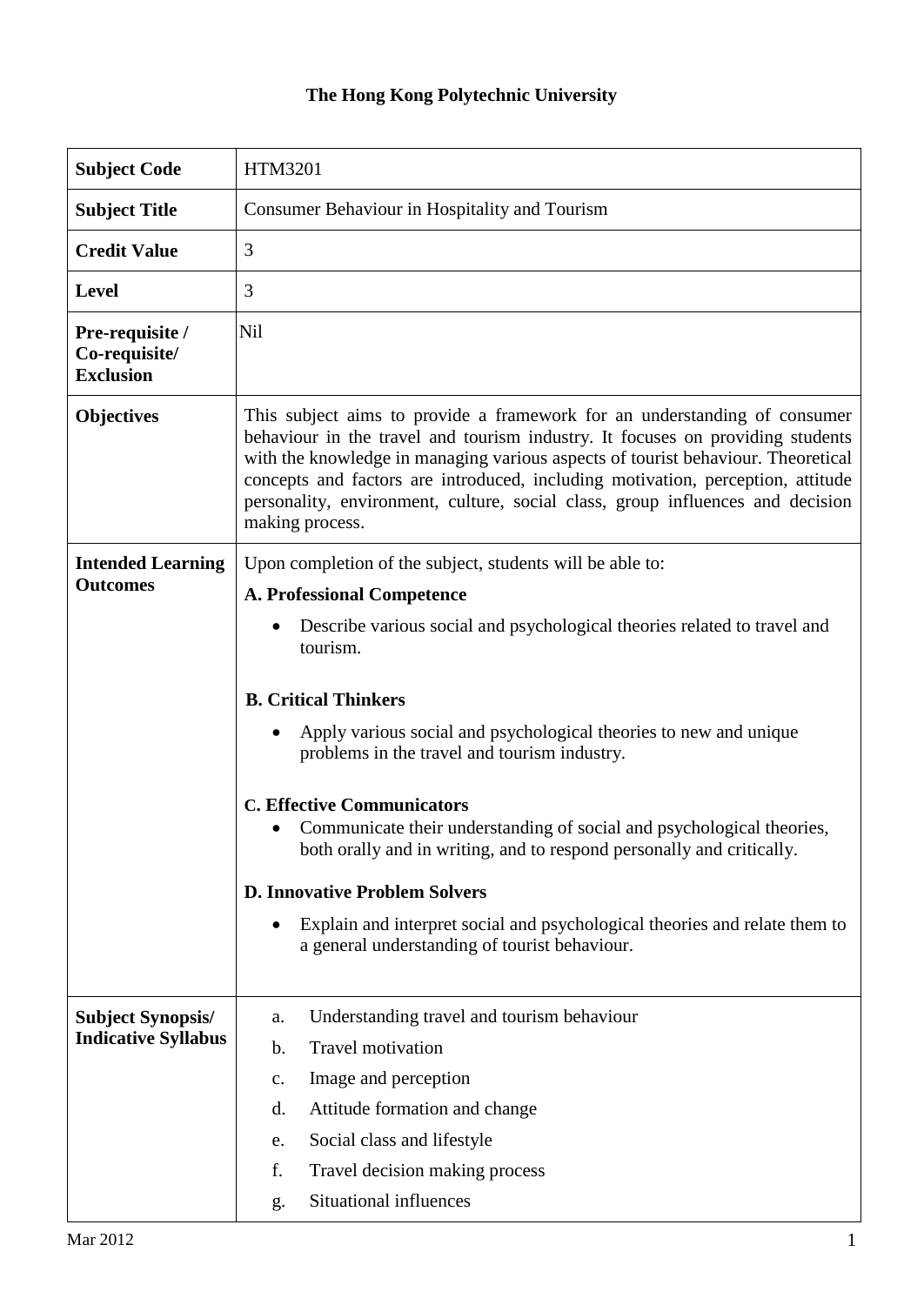**The Hong Kong Polytechnic University**

| **Subject Code** | HTM3201 |
|---|---|
| **Subject Title** | Consumer Behaviour in Hospitality and Tourism |
| **Credit Value** | 3 |
| **Level** | 3 |
| **Pre-requisite / Co-requisite/ Exclusion** | Nil |
| **Objectives** | This subject aims to provide a framework for an understanding of consumer behaviour in the travel and tourism industry. It focuses on providing students with the knowledge in managing various aspects of tourist behaviour. Theoretical concepts and factors are introduced, including motivation, perception, attitude personality, environment, culture, social class, group influences and decision making process. |
| **Intended Learning Outcomes** | Upon completion of the subject, students will be able to:<br>**A. Professional Competence**<br>• Describe various social and psychological theories related to travel and tourism.<br>**B. Critical Thinkers**<br>• Apply various social and psychological theories to new and unique problems in the travel and tourism industry.<br>**C. Effective Communicators**<br>• Communicate their understanding of social and psychological theories, both orally and in writing, and to respond personally and critically.<br>**D. Innovative Problem Solvers**<br>• Explain and interpret social and psychological theories and relate them to a general understanding of tourist behaviour. |
| **Subject Synopsis/ Indicative Syllabus** | a. Understanding travel and tourism behaviour<br>b. Travel motivation<br>c. Image and perception<br>d. Attitude formation and change<br>e. Social class and lifestyle<br>f. Travel decision making process<br>g. Situational influences |

Mar 2012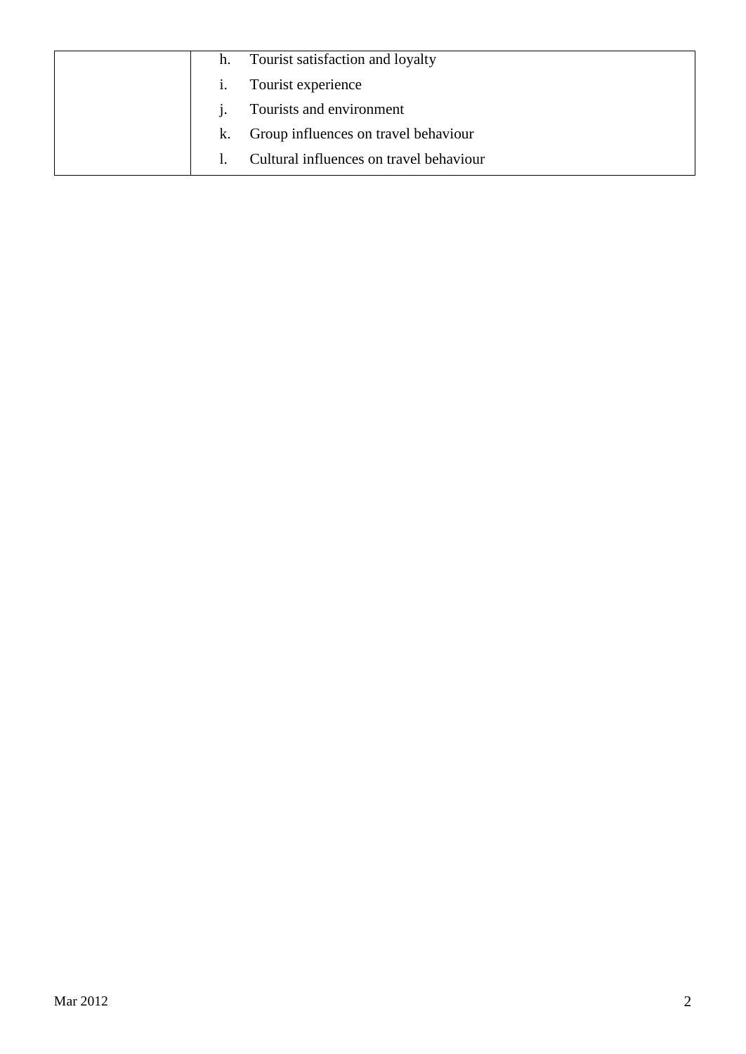| | |
|---|---|
| | h. Tourist satisfaction and loyalty<br>i. Tourist experience<br>j. Tourists and environment<br>k. Group influences on travel behaviour<br>l. Cultural influences on travel behaviour |

Mar 2012